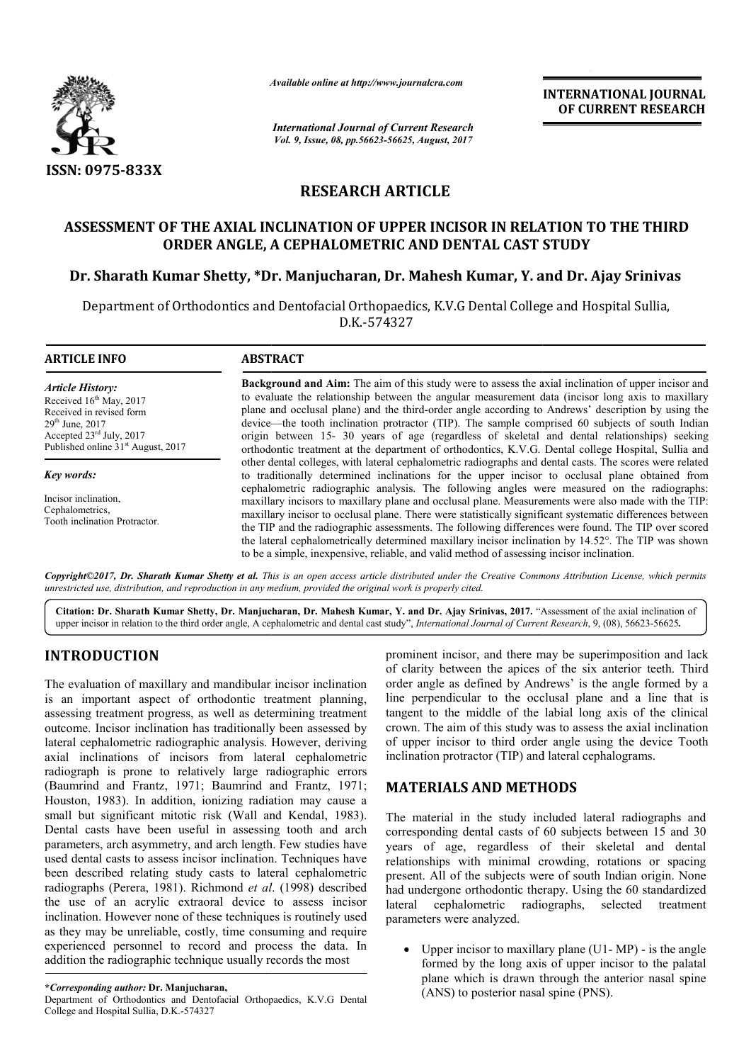*Available online at http://www.journalcra.com*

*International Journal of Current Research*
*Vol. 9, Issue, 08, pp.56623-56625, August, 2017*

**INTERNATIONAL JOURNAL OF CURRENT RESEARCH**

ISSN: 0975-833X

## RESEARCH ARTICLE

# ASSESSMENT OF THE AXIAL INCLINATION OF UPPER INCISOR IN RELATION TO THE THIRD ORDER ANGLE, A CEPHALOMETRIC AND DENTAL CAST STUDY

**Dr. Sharath Kumar Shetty, \*Dr. Manjucharan, Dr. Mahesh Kumar, Y. and Dr. Ajay Srinivas**

Department of Orthodontics and Dentofacial Orthopaedics, K.V.G Dental College and Hospital Sullia, D.K.-574327

**ARTICLE INFO**

*Article History:*
Received 16th May, 2017
Received in revised form
29th June, 2017
Accepted 23rd July, 2017
Published online 31st August, 2017

*Key words:*
Incisor inclination,
Cephalometrics,
Tooth inclination Protractor.

**ABSTRACT**

**Background and Aim:** The aim of this study were to assess the axial inclination of upper incisor and to evaluate the relationship between the angular measurement data (incisor long axis to maxillary plane and occlusal plane) and the third-order angle according to Andrews' description by using the device—the tooth inclination protractor (TIP). The sample comprised 60 subjects of south Indian origin between 15- 30 years of age (regardless of skeletal and dental relationships) seeking orthodontic treatment at the department of orthodontics, K.V.G. Dental college Hospital, Sullia and other dental colleges, with lateral cephalometric radiographs and dental casts. The scores were related to traditionally determined inclinations for the upper incisor to occlusal plane obtained from cephalometric radiographic analysis. The following angles were measured on the radiographs: maxillary incisors to maxillary plane and occlusal plane. Measurements were also made with the TIP: maxillary incisor to occlusal plane. There were statistically significant systematic differences between the TIP and the radiographic assessments. The following differences were found. The TIP over scored the lateral cephalometrically determined maxillary incisor inclination by 14.52°. The TIP was shown to be a simple, inexpensive, reliable, and valid method of assessing incisor inclination.

*Copyright©2017, Dr. Sharath Kumar Shetty et al. This is an open access article distributed under the Creative Commons Attribution License, which permits unrestricted use, distribution, and reproduction in any medium, provided the original work is properly cited.*

**Citation: Dr. Sharath Kumar Shetty, Dr. Manjucharan, Dr. Mahesh Kumar, Y. and Dr. Ajay Srinivas, 2017.** "Assessment of the axial inclination of upper incisor in relation to the third order angle, A cephalometric and dental cast study", *International Journal of Current Research*, 9, (08), 56623-56625.

## INTRODUCTION

The evaluation of maxillary and mandibular incisor inclination is an important aspect of orthodontic treatment planning, assessing treatment progress, as well as determining treatment outcome. Incisor inclination has traditionally been assessed by lateral cephalometric radiographic analysis. However, deriving axial inclinations of incisors from lateral cephalometric radiograph is prone to relatively large radiographic errors (Baumrind and Frantz, 1971; Baumrind and Frantz, 1971; Houston, 1983). In addition, ionizing radiation may cause a small but significant mitotic risk (Wall and Kendal, 1983). Dental casts have been useful in assessing tooth and arch parameters, arch asymmetry, and arch length. Few studies have used dental casts to assess incisor inclination. Techniques have been described relating study casts to lateral cephalometric radiographs (Perera, 1981). Richmond *et al*. (1998) described the use of an acrylic extraoral device to assess incisor inclination. However none of these techniques is routinely used as they may be unreliable, costly, time consuming and require experienced personnel to record and process the data. In addition the radiographic technique usually records the most prominent incisor, and there may be superimposition and lack of clarity between the apices of the six anterior teeth. Third order angle as defined by Andrews' is the angle formed by a line perpendicular to the occlusal plane and a line that is tangent to the middle of the labial long axis of the clinical crown. The aim of this study was to assess the axial inclination of upper incisor to third order angle using the device Tooth inclination protractor (TIP) and lateral cephalograms.

## MATERIALS AND METHODS

The material in the study included lateral radiographs and corresponding dental casts of 60 subjects between 15 and 30 years of age, regardless of their skeletal and dental relationships with minimal crowding, rotations or spacing present. All of the subjects were of south Indian origin. None had undergone orthodontic therapy. Using the 60 standardized lateral cephalometric radiographs, selected treatment parameters were analyzed.

- Upper incisor to maxillary plane (U1- MP) - is the angle formed by the long axis of upper incisor to the palatal plane which is drawn through the anterior nasal spine (ANS) to posterior nasal spine (PNS).

**\*Corresponding author: Dr. Manjucharan,**
Department of Orthodontics and Dentofacial Orthopaedics, K.V.G Dental College and Hospital Sullia, D.K.-574327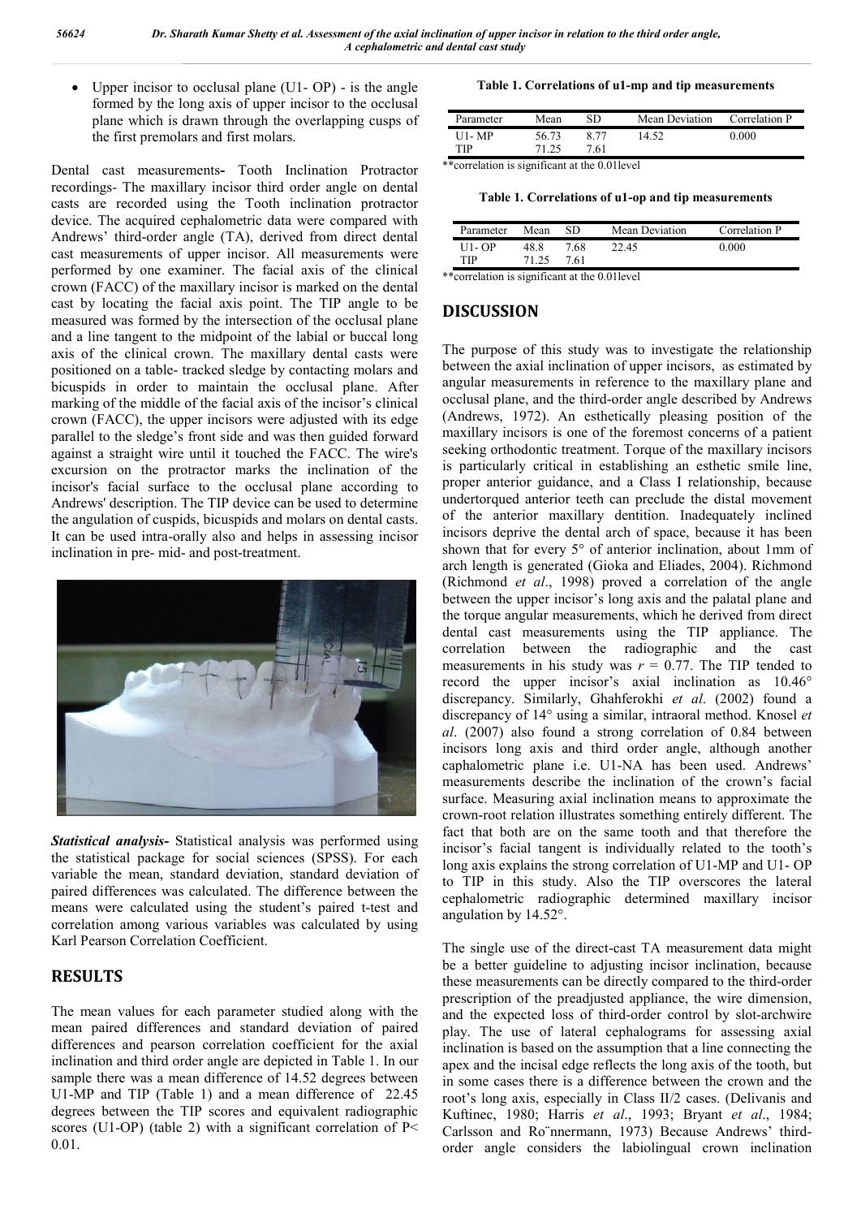- Upper incisor to occlusal plane (U1- OP) - is the angle formed by the long axis of upper incisor to the occlusal plane which is drawn through the overlapping cusps of the first premolars and first molars.

Dental cast measurements- Tooth Inclination Protractor recordings- The maxillary incisor third order angle on dental casts are recorded using the Tooth inclination protractor device. The acquired cephalometric data were compared with Andrews' third-order angle (TA), derived from direct dental cast measurements of upper incisor. All measurements were performed by one examiner. The facial axis of the clinical crown (FACC) of the maxillary incisor is marked on the dental cast by locating the facial axis point. The TIP angle to be measured was formed by the intersection of the occlusal plane and a line tangent to the midpoint of the labial or buccal long axis of the clinical crown. The maxillary dental casts were positioned on a table- tracked sledge by contacting molars and bicuspids in order to maintain the occlusal plane. After marking of the middle of the facial axis of the incisor's clinical crown (FACC), the upper incisors were adjusted with its edge parallel to the sledge's front side and was then guided forward against a straight wire until it touched the FACC. The wire's excursion on the protractor marks the inclination of the incisor's facial surface to the occlusal plane according to Andrews' description. The TIP device can be used to determine the angulation of cuspids, bicuspids and molars on dental casts. It can be used intra-orally also and helps in assessing incisor inclination in pre- mid- and post-treatment.

***Statistical analysis***- Statistical analysis was performed using the statistical package for social sciences (SPSS). For each variable the mean, standard deviation, standard deviation of paired differences was calculated. The difference between the means were calculated using the student's paired t-test and correlation among various variables was calculated by using Karl Pearson Correlation Coefficient.

## RESULTS

The mean values for each parameter studied along with the mean paired differences and standard deviation of paired differences and pearson correlation coefficient for the axial inclination and third order angle are depicted in Table 1. In our sample there was a mean difference of 14.52 degrees between U1-MP and TIP (Table 1) and a mean difference of 22.45 degrees between the TIP scores and equivalent radiographic scores (U1-OP) (table 2) with a significant correlation of P< 0.01.

**Table 1. Correlations of u1-mp and tip measurements**

| Parameter | Mean | SD | Mean Deviation | Correlation P |
|---|---|---|---|---|
| U1- MP | 56.73 | 8.77 | 14.52 | 0.000 |
| TIP | 71.25 | 7.61 | | |

**correlation is significant at the 0.01level

**Table 1. Correlations of u1-op and tip measurements**

| Parameter | Mean | SD | Mean Deviation | Correlation P |
|---|---|---|---|---|
| U1- OP | 48.8 | 7.68 | 22.45 | 0.000 |
| TIP | 71.25 | 7.61 | | |

**correlation is significant at the 0.01level

## DISCUSSION

The purpose of this study was to investigate the relationship between the axial inclination of upper incisors, as estimated by angular measurements in reference to the maxillary plane and occlusal plane, and the third-order angle described by Andrews (Andrews, 1972). An esthetically pleasing position of the maxillary incisors is one of the foremost concerns of a patient seeking orthodontic treatment. Torque of the maxillary incisors is particularly critical in establishing an esthetic smile line, proper anterior guidance, and a Class I relationship, because undertorqued anterior teeth can preclude the distal movement of the anterior maxillary dentition. Inadequately inclined incisors deprive the dental arch of space, because it has been shown that for every 5° of anterior inclination, about 1mm of arch length is generated (Gioka and Eliades, 2004). Richmond (Richmond *et al*., 1998) proved a correlation of the angle between the upper incisor's long axis and the palatal plane and the torque angular measurements, which he derived from direct dental cast measurements using the TIP appliance. The correlation between the radiographic and the cast measurements in his study was $r = 0.77$. The TIP tended to record the upper incisor's axial inclination as 10.46° discrepancy. Similarly, Ghahferokhi *et al*. (2002) found a discrepancy of 14° using a similar, intraoral method. Knosel *et al*. (2007) also found a strong correlation of 0.84 between incisors long axis and third order angle, although another caphalometric plane i.e. U1-NA has been used. Andrews' measurements describe the inclination of the crown's facial surface. Measuring axial inclination means to approximate the crown-root relation illustrates something entirely different. The fact that both are on the same tooth and that therefore the incisor's facial tangent is individually related to the tooth's long axis explains the strong correlation of U1-MP and U1- OP to TIP in this study. Also the TIP overscores the lateral cephalometric radiographic determined maxillary incisor angulation by 14.52°.

The single use of the direct-cast TA measurement data might be a better guideline to adjusting incisor inclination, because these measurements can be directly compared to the third-order prescription of the preadjusted appliance, the wire dimension, and the expected loss of third-order control by slot-archwire play. The use of lateral cephalograms for assessing axial inclination is based on the assumption that a line connecting the apex and the incisal edge reflects the long axis of the tooth, but in some cases there is a difference between the crown and the root's long axis, especially in Class II/2 cases. (Delivanis and Kuftinec, 1980; Harris *et al*., 1993; Bryant *et al*., 1984; Carlsson and Rö̈nnermann, 1973) Because Andrews' third-order angle considers the labiolingual crown inclination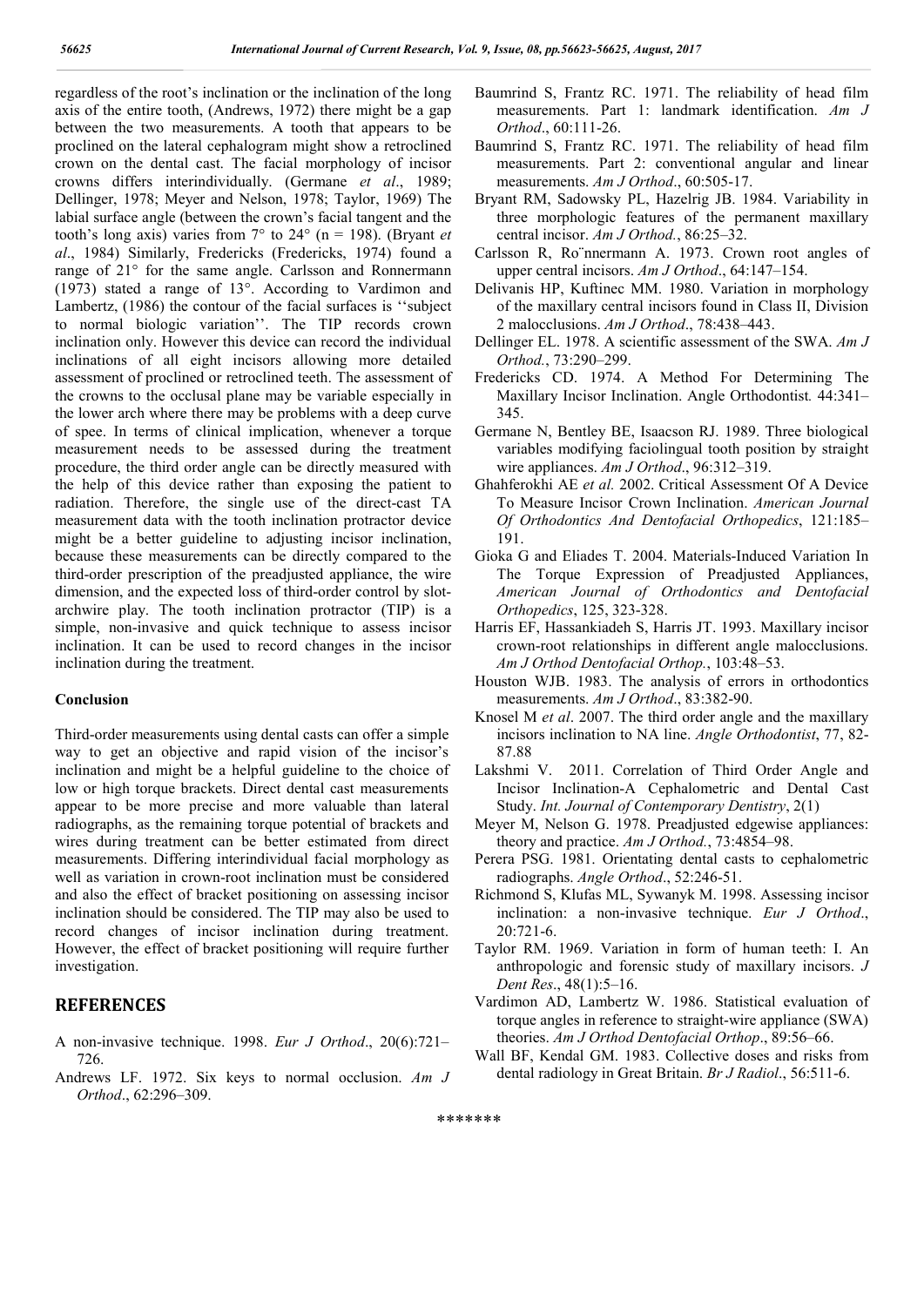regardless of the root's inclination or the inclination of the long axis of the entire tooth, (Andrews, 1972) there might be a gap between the two measurements. A tooth that appears to be proclined on the lateral cephalogram might show a retroclined crown on the dental cast. The facial morphology of incisor crowns differs interindividually. (Germane *et al*., 1989; Dellinger, 1978; Meyer and Nelson, 1978; Taylor, 1969) The labial surface angle (between the crown's facial tangent and the tooth's long axis) varies from 7° to 24° (n = 198). (Bryant *et al*., 1984) Similarly, Fredericks (Fredericks, 1974) found a range of 21° for the same angle. Carlsson and Ronnermann (1973) stated a range of 13°. According to Vardimon and Lambertz, (1986) the contour of the facial surfaces is ''subject to normal biologic variation''. The TIP records crown inclination only. However this device can record the individual inclinations of all eight incisors allowing more detailed assessment of proclined or retroclined teeth. The assessment of the crowns to the occlusal plane may be variable especially in the lower arch where there may be problems with a deep curve of spee. In terms of clinical implication, whenever a torque measurement needs to be assessed during the treatment procedure, the third order angle can be directly measured with the help of this device rather than exposing the patient to radiation. Therefore, the single use of the direct-cast TA measurement data with the tooth inclination protractor device might be a better guideline to adjusting incisor inclination, because these measurements can be directly compared to the third-order prescription of the preadjusted appliance, the wire dimension, and the expected loss of third-order control by slot-archwire play. The tooth inclination protractor (TIP) is a simple, non-invasive and quick technique to assess incisor inclination. It can be used to record changes in the incisor inclination during the treatment.

**Conclusion**

Third-order measurements using dental casts can offer a simple way to get an objective and rapid vision of the incisor's inclination and might be a helpful guideline to the choice of low or high torque brackets. Direct dental cast measurements appear to be more precise and more valuable than lateral radiographs, as the remaining torque potential of brackets and wires during treatment can be better estimated from direct measurements. Differing interindividual facial morphology as well as variation in crown-root inclination must be considered and also the effect of bracket positioning on assessing incisor inclination should be considered. The TIP may also be used to record changes of incisor inclination during treatment. However, the effect of bracket positioning will require further investigation.

## REFERENCES

A non-invasive technique. 1998. *Eur J Orthod*., 20(6):721–726.

Andrews LF. 1972. Six keys to normal occlusion. *Am J Orthod*., 62:296–309.

Baumrind S, Frantz RC. 1971. The reliability of head film measurements. Part 1: landmark identification. *Am J Orthod*., 60:111-26.

Baumrind S, Frantz RC. 1971. The reliability of head film measurements. Part 2: conventional angular and linear measurements. *Am J Orthod*., 60:505-17.

Bryant RM, Sadowsky PL, Hazelrig JB. 1984. Variability in three morphologic features of the permanent maxillary central incisor. *Am J Orthod.*, 86:25–32.

Carlsson R, Ro¨nnermann A. 1973. Crown root angles of upper central incisors. *Am J Orthod*., 64:147–154.

Delivanis HP, Kuftinec MM. 1980. Variation in morphology of the maxillary central incisors found in Class II, Division 2 malocclusions. *Am J Orthod*., 78:438–443.

Dellinger EL. 1978. A scientific assessment of the SWA. *Am J Orthod.*, 73:290–299.

Fredericks CD. 1974. A Method For Determining The Maxillary Incisor Inclination. Angle Orthodontist*.* 44:341–345.

Germane N, Bentley BE, Isaacson RJ. 1989. Three biological variables modifying faciolingual tooth position by straight wire appliances. *Am J Orthod*., 96:312–319.

Ghahferokhi AE *et al.* 2002. Critical Assessment Of A Device To Measure Incisor Crown Inclination. *American Journal Of Orthodontics And Dentofacial Orthopedics*, 121:185–191.

Gioka G and Eliades T. 2004. Materials-Induced Variation In The Torque Expression of Preadjusted Appliances, *American Journal of Orthodontics and Dentofacial Orthopedics*, 125, 323-328.

Harris EF, Hassankiadeh S, Harris JT. 1993. Maxillary incisor crown-root relationships in different angle malocclusions. *Am J Orthod Dentofacial Orthop.*, 103:48–53.

Houston WJB. 1983. The analysis of errors in orthodontics measurements. *Am J Orthod*., 83:382-90.

Knosel M *et al*. 2007. The third order angle and the maxillary incisors inclination to NA line. *Angle Orthodontist*, 77, 82-87.88

Lakshmi V. 2011. Correlation of Third Order Angle and Incisor Inclination-A Cephalometric and Dental Cast Study. *Int. Journal of Contemporary Dentistry*, 2(1)

Meyer M, Nelson G. 1978. Preadjusted edgewise appliances: theory and practice. *Am J Orthod.*, 73:4854–98.

Perera PSG. 1981. Orientating dental casts to cephalometric radiographs. *Angle Orthod*., 52:246-51.

Richmond S, Klufas ML, Sywanyk M. 1998. Assessing incisor inclination: a non-invasive technique. *Eur J Orthod*., 20:721-6.

Taylor RM. 1969. Variation in form of human teeth: I. An anthropologic and forensic study of maxillary incisors. *J Dent Res*., 48(1):5–16.

Vardimon AD, Lambertz W. 1986. Statistical evaluation of torque angles in reference to straight-wire appliance (SWA) theories. *Am J Orthod Dentofacial Orthop*., 89:56–66.

Wall BF, Kendal GM. 1983. Collective doses and risks from dental radiology in Great Britain. *Br J Radiol*., 56:511-6.

\*\*\*\*\*\*\*